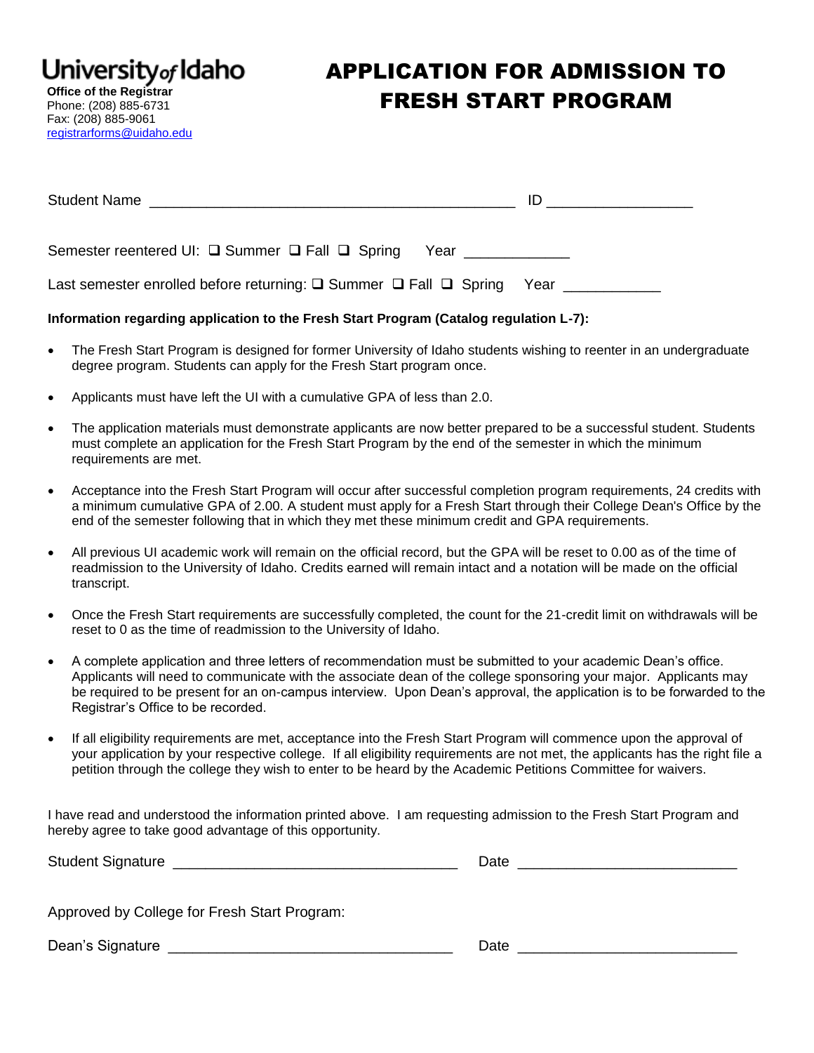**University of Idaho**
**Office of the Registrar**
Phone: (208) 885-6731
Fax: (208) 885-9061
registrarforms@uidaho.edu

# APPLICATION FOR ADMISSION TO FRESH START PROGRAM

Student Name ____________________________________________ ID _________________

Semester reentered UI: ❑ Summer ❑ Fall ❑ Spring Year ____________

Last semester enrolled before returning: ❑ Summer ❑ Fall ❑ Spring Year ___________

**Information regarding application to the Fresh Start Program (Catalog regulation L-7):**

- The Fresh Start Program is designed for former University of Idaho students wishing to reenter in an undergraduate degree program. Students can apply for the Fresh Start program once.
- Applicants must have left the UI with a cumulative GPA of less than 2.0.
- The application materials must demonstrate applicants are now better prepared to be a successful student. Students must complete an application for the Fresh Start Program by the end of the semester in which the minimum requirements are met.
- Acceptance into the Fresh Start Program will occur after successful completion program requirements, 24 credits with a minimum cumulative GPA of 2.00. A student must apply for a Fresh Start through their College Dean's Office by the end of the semester following that in which they met these minimum credit and GPA requirements.
- All previous UI academic work will remain on the official record, but the GPA will be reset to 0.00 as of the time of readmission to the University of Idaho. Credits earned will remain intact and a notation will be made on the official transcript.
- Once the Fresh Start requirements are successfully completed, the count for the 21-credit limit on withdrawals will be reset to 0 as the time of readmission to the University of Idaho.
- A complete application and three letters of recommendation must be submitted to your academic Dean's office. Applicants will need to communicate with the associate dean of the college sponsoring your major. Applicants may be required to be present for an on-campus interview. Upon Dean's approval, the application is to be forwarded to the Registrar's Office to be recorded.
- If all eligibility requirements are met, acceptance into the Fresh Start Program will commence upon the approval of your application by your respective college. If all eligibility requirements are not met, the applicants has the right file a petition through the college they wish to enter to be heard by the Academic Petitions Committee for waivers.

I have read and understood the information printed above. I am requesting admission to the Fresh Start Program and hereby agree to take good advantage of this opportunity.

Student Signature __________________________________ Date __________________________

Approved by College for Fresh Start Program:

Dean's Signature __________________________________ Date __________________________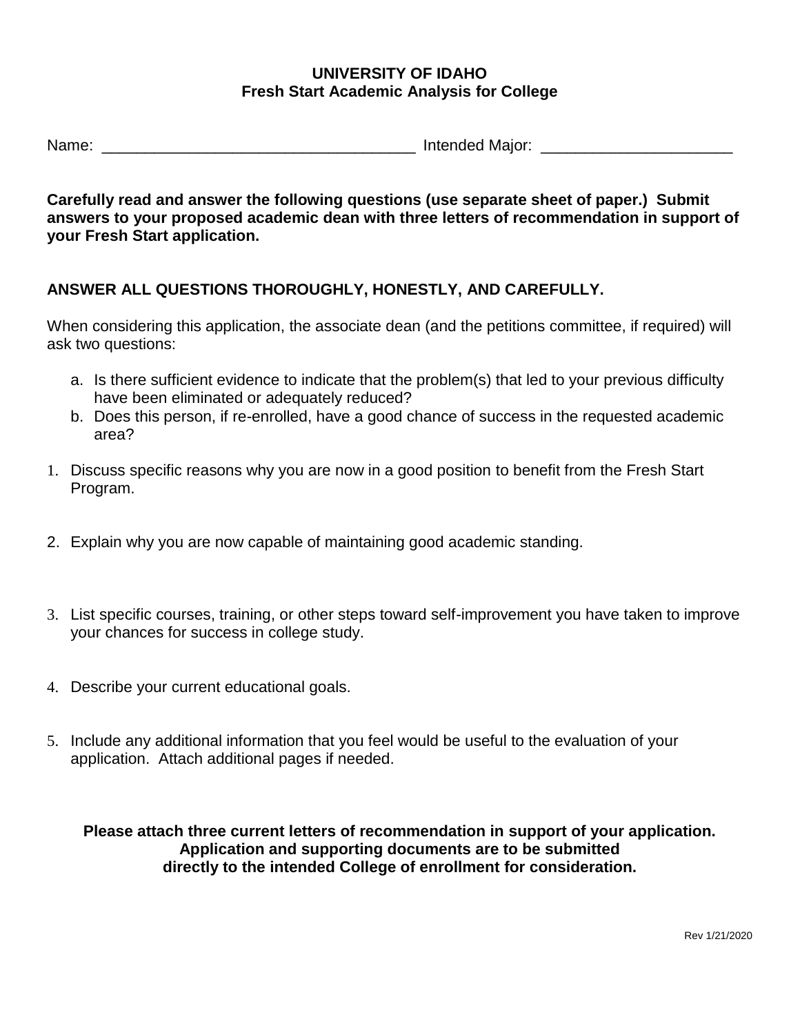**UNIVERSITY OF IDAHO**
**Fresh Start Academic Analysis for College**

Name: ____________________________________ Intended Major: ______________________

**Carefully read and answer the following questions (use separate sheet of paper.) Submit answers to your proposed academic dean with three letters of recommendation in support of your Fresh Start application.**

**ANSWER ALL QUESTIONS THOROUGHLY, HONESTLY, AND CAREFULLY.**

When considering this application, the associate dean (and the petitions committee, if required) will ask two questions:

a. Is there sufficient evidence to indicate that the problem(s) that led to your previous difficulty have been eliminated or adequately reduced?
b. Does this person, if re-enrolled, have a good chance of success in the requested academic area?

1. Discuss specific reasons why you are now in a good position to benefit from the Fresh Start Program.

2. Explain why you are now capable of maintaining good academic standing.

3. List specific courses, training, or other steps toward self-improvement you have taken to improve your chances for success in college study.

4. Describe your current educational goals.

5. Include any additional information that you feel would be useful to the evaluation of your application. Attach additional pages if needed.

**Please attach three current letters of recommendation in support of your application. Application and supporting documents are to be submitted directly to the intended College of enrollment for consideration.**

Rev 1/21/2020